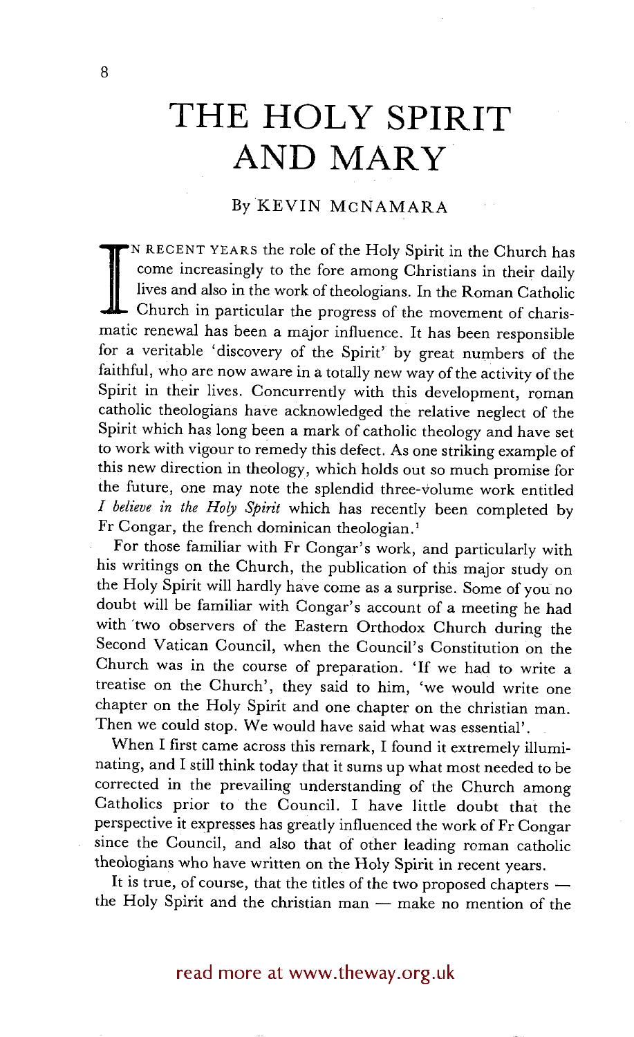# THE HOLY SPIRIT AND MARY

By KEVIN MCNAMARA

IN RECENT YEARS the role of the Holy Spirit in the Church has come increasingly to the fore among Christians in their daily lives and also in the work of theologians. In the Roman Catholic Church in particular the progress of the movement of charismatic renewal has been a major influence. It has been responsible for a veritable 'discovery of the Spirit' by great numbers of the faithful, who are now aware in a totally new way of the activity of the Spirit in their lives. Concurrently with this development, roman catholic theologians have acknowledged the relative neglect of the Spirit which has long been a mark of catholic theology and have set to work with vigour to remedy this defect. As one striking example of this new direction in theology, which holds out so much promise for the future, one may note the splendid three-volume work entitled *I believe in the Holy Spirit* which has recently been completed by Fr Congar, the french dominican theologian.[1]

For those familiar with Fr Congar's work, and particularly with his writings on the Church, the publication of this major study on the Holy Spirit will hardly have come as a surprise. Some of you no doubt will be familiar with Congar's account of a meeting he had with two observers of the Eastern Orthodox Church during the Second Vatican Council, when the Council's Constitution on the Church was in the course of preparation. 'If we had to write a treatise on the Church', they said to him, 'we would write one chapter on the Holy Spirit and one chapter on the christian man. Then we could stop. We would have said what was essential'.

When I first came across this remark, I found it extremely illuminating, and I still think today that it sums up what most needed to be corrected in the prevailing understanding of the Church among Catholics prior to the Council. I have little doubt that the perspective it expresses has greatly influenced the work of Fr Congar since the Council, and also that of other leading roman catholic theologians who have written on the Holy Spirit in recent years.

It is true, of course, that the titles of the two proposed chapters — the Holy Spirit and the christian man — make no mention of the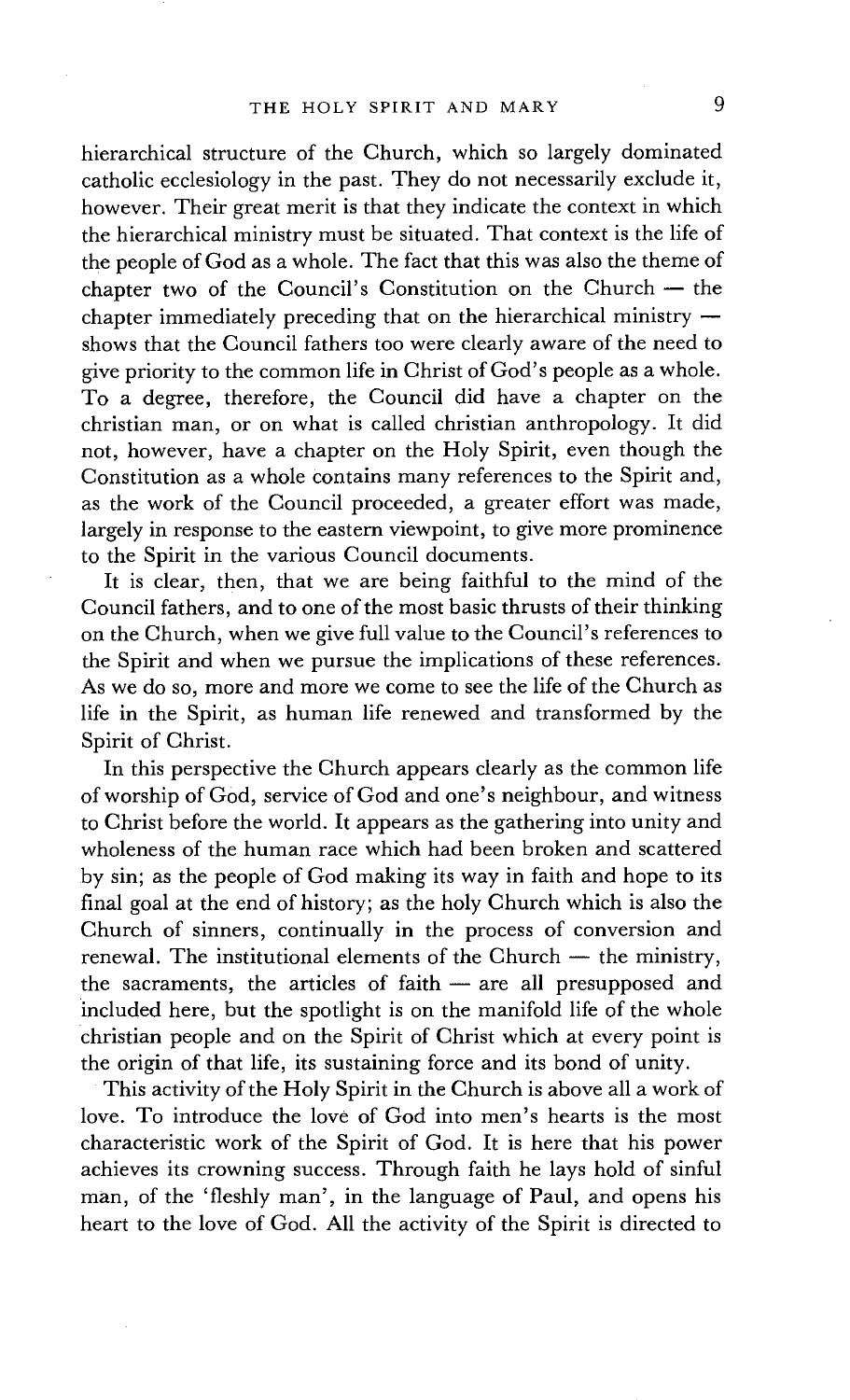hierarchical structure of the Church, which so largely dominated catholic ecclesiology in the past. They do not necessarily exclude it, however. Their great merit is that they indicate the context in which the hierarchical ministry must be situated. That context is the life of the people of God as a whole. The fact that this was also the theme of chapter two of the Council's Constitution on the Church — the chapter immediately preceding that on the hierarchical ministry — shows that the Council fathers too were clearly aware of the need to give priority to the common life in Christ of God's people as a whole. To a degree, therefore, the Council did have a chapter on the christian man, or on what is called christian anthropology. It did not, however, have a chapter on the Holy Spirit, even though the Constitution as a whole contains many references to the Spirit and, as the work of the Council proceeded, a greater effort was made, largely in response to the eastern viewpoint, to give more prominence to the Spirit in the various Council documents.

It is clear, then, that we are being faithful to the mind of the Council fathers, and to one of the most basic thrusts of their thinking on the Church, when we give full value to the Council's references to the Spirit and when we pursue the implications of these references. As we do so, more and more we come to see the life of the Church as life in the Spirit, as human life renewed and transformed by the Spirit of Christ.

In this perspective the Church appears clearly as the common life of worship of God, service of God and one's neighbour, and witness to Christ before the world. It appears as the gathering into unity and wholeness of the human race which had been broken and scattered by sin; as the people of God making its way in faith and hope to its final goal at the end of history; as the holy Church which is also the Church of sinners, continually in the process of conversion and renewal. The institutional elements of the Church — the ministry, the sacraments, the articles of faith — are all presupposed and included here, but the spotlight is on the manifold life of the whole christian people and on the Spirit of Christ which at every point is the origin of that life, its sustaining force and its bond of unity.

This activity of the Holy Spirit in the Church is above all a work of love. To introduce the love of God into men's hearts is the most characteristic work of the Spirit of God. It is here that his power achieves its crowning success. Through faith he lays hold of sinful man, of the 'fleshly man', in the language of Paul, and opens his heart to the love of God. All the activity of the Spirit is directed to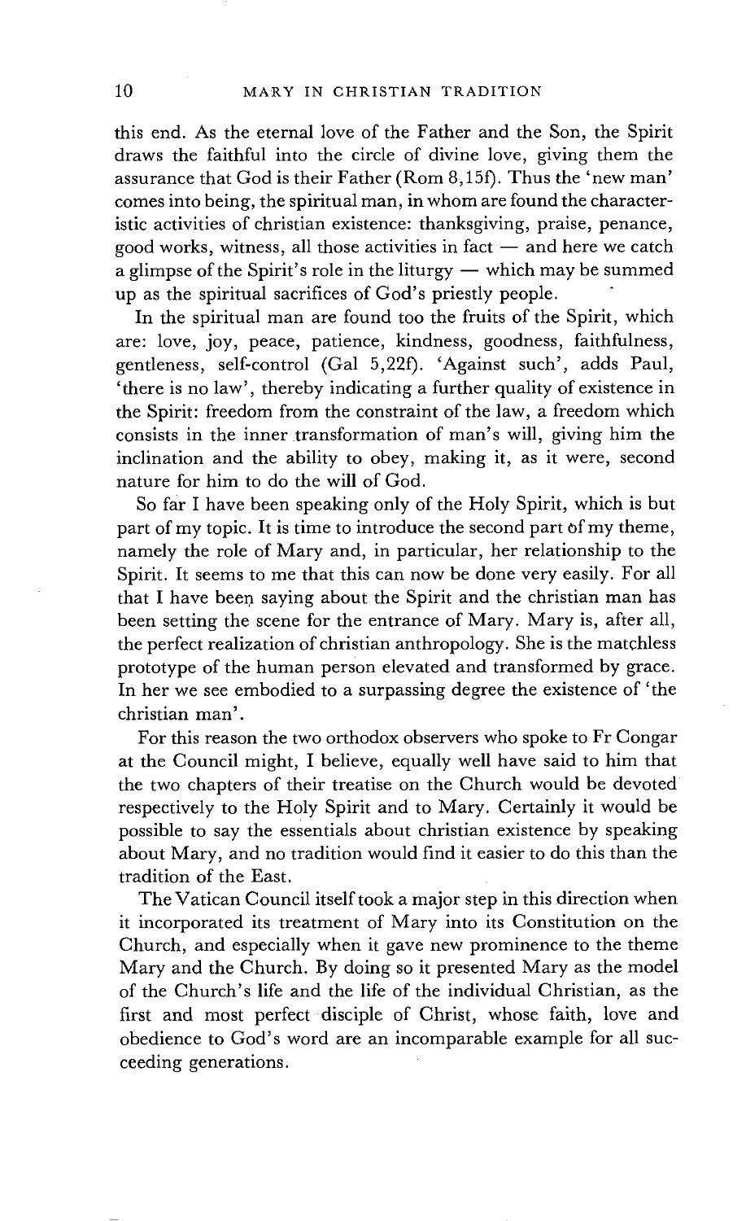this end. As the eternal love of the Father and the Son, the Spirit draws the faithful into the circle of divine love, giving them the assurance that God is their Father (Rom 8,15f). Thus the 'new man' comes into being, the spiritual man, in whom are found the characteristic activities of christian existence: thanksgiving, praise, penance, good works, witness, all those activities in fact — and here we catch a glimpse of the Spirit's role in the liturgy — which may be summed up as the spiritual sacrifices of God's priestly people.

In the spiritual man are found too the fruits of the Spirit, which are: love, joy, peace, patience, kindness, goodness, faithfulness, gentleness, self-control (Gal 5,22f). 'Against such', adds Paul, 'there is no law', thereby indicating a further quality of existence in the Spirit: freedom from the constraint of the law, a freedom which consists in the inner transformation of man's will, giving him the inclination and the ability to obey, making it, as it were, second nature for him to do the will of God.

So far I have been speaking only of the Holy Spirit, which is but part of my topic. It is time to introduce the second part of my theme, namely the role of Mary and, in particular, her relationship to the Spirit. It seems to me that this can now be done very easily. For all that I have been saying about the Spirit and the christian man has been setting the scene for the entrance of Mary. Mary is, after all, the perfect realization of christian anthropology. She is the matchless prototype of the human person elevated and transformed by grace. In her we see embodied to a surpassing degree the existence of 'the christian man'.

For this reason the two orthodox observers who spoke to Fr Congar at the Council might, I believe, equally well have said to him that the two chapters of their treatise on the Church would be devoted respectively to the Holy Spirit and to Mary. Certainly it would be possible to say the essentials about christian existence by speaking about Mary, and no tradition would find it easier to do this than the tradition of the East.

The Vatican Council itself took a major step in this direction when it incorporated its treatment of Mary into its Constitution on the Church, and especially when it gave new prominence to the theme Mary and the Church. By doing so it presented Mary as the model of the Church's life and the life of the individual Christian, as the first and most perfect disciple of Christ, whose faith, love and obedience to God's word are an incomparable example for all succeeding generations.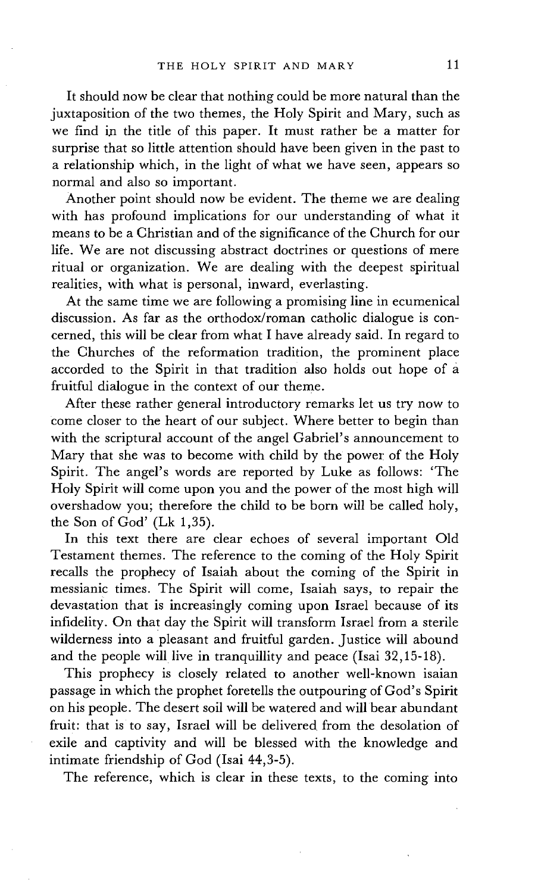It should now be clear that nothing could be more natural than the juxtaposition of the two themes, the Holy Spirit and Mary, such as we find in the title of this paper. It must rather be a matter for surprise that so little attention should have been given in the past to a relationship which, in the light of what we have seen, appears so normal and also so important.

Another point should now be evident. The theme we are dealing with has profound implications for our understanding of what it means to be a Christian and of the significance of the Church for our life. We are not discussing abstract doctrines or questions of mere ritual or organization. We are dealing with the deepest spiritual realities, with what is personal, inward, everlasting.

At the same time we are following a promising line in ecumenical discussion. As far as the orthodox/roman catholic dialogue is concerned, this will be clear from what I have already said. In regard to the Churches of the reformation tradition, the prominent place accorded to the Spirit in that tradition also holds out hope of a fruitful dialogue in the context of our theme.

After these rather general introductory remarks let us try now to come closer to the heart of our subject. Where better to begin than with the scriptural account of the angel Gabriel's announcement to Mary that she was to become with child by the power of the Holy Spirit. The angel's words are reported by Luke as follows: 'The Holy Spirit will come upon you and the power of the most high will overshadow you; therefore the child to be born will be called holy, the Son of God' (Lk 1,35).

In this text there are clear echoes of several important Old Testament themes. The reference to the coming of the Holy Spirit recalls the prophecy of Isaiah about the coming of the Spirit in messianic times. The Spirit will come, Isaiah says, to repair the devastation that is increasingly coming upon Israel because of its infidelity. On that day the Spirit will transform Israel from a sterile wilderness into a pleasant and fruitful garden. Justice will abound and the people will live in tranquillity and peace (Isai 32,15-18).

This prophecy is closely related to another well-known isaian passage in which the prophet foretells the outpouring of God's Spirit on his people. The desert soil will be watered and will bear abundant fruit: that is to say, Israel will be delivered from the desolation of exile and captivity and will be blessed with the knowledge and intimate friendship of God (Isai 44,3-5).

The reference, which is clear in these texts, to the coming into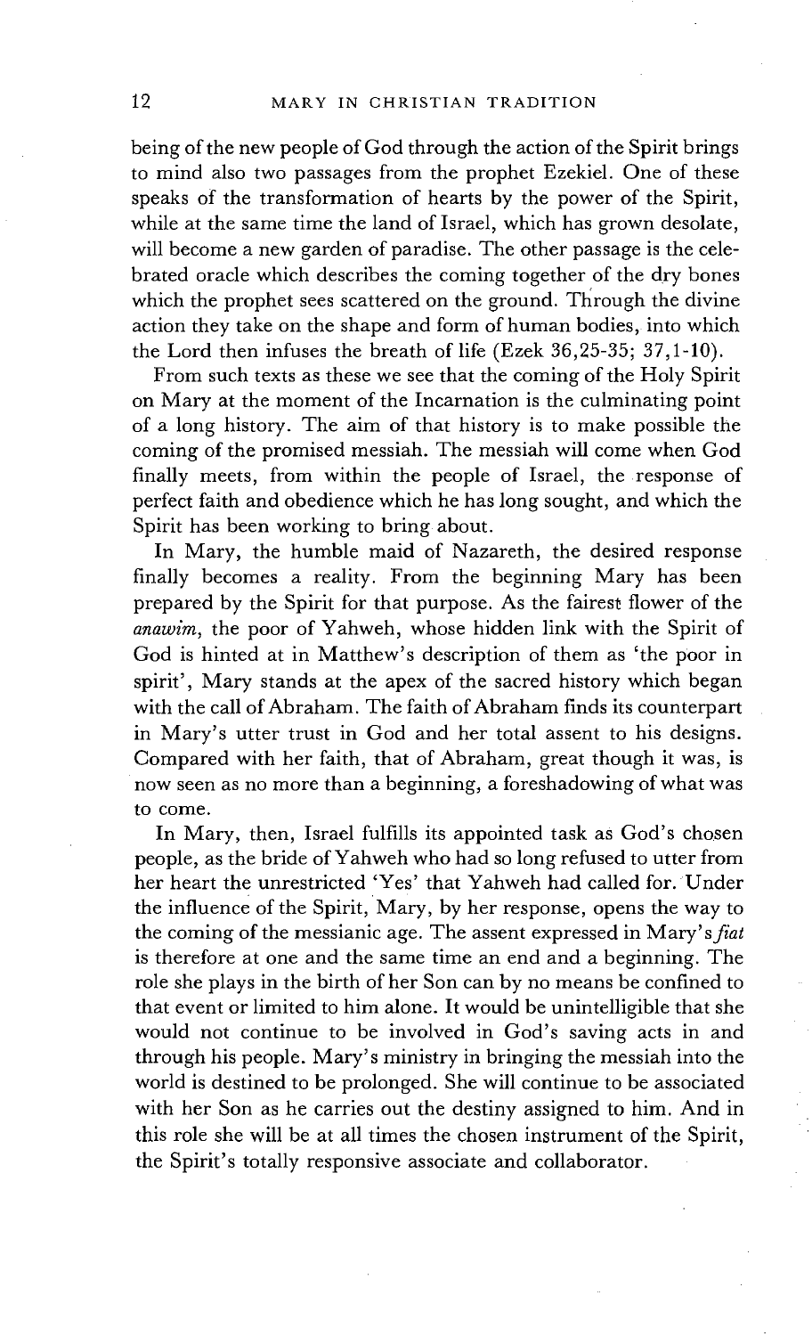being of the new people of God through the action of the Spirit brings to mind also two passages from the prophet Ezekiel. One of these speaks of the transformation of hearts by the power of the Spirit, while at the same time the land of Israel, which has grown desolate, will become a new garden of paradise. The other passage is the celebrated oracle which describes the coming together of the dry bones which the prophet sees scattered on the ground. Through the divine action they take on the shape and form of human bodies, into which the Lord then infuses the breath of life (Ezek 36,25-35; 37,1-10).

From such texts as these we see that the coming of the Holy Spirit on Mary at the moment of the Incarnation is the culminating point of a long history. The aim of that history is to make possible the coming of the promised messiah. The messiah will come when God finally meets, from within the people of Israel, the response of perfect faith and obedience which he has long sought, and which the Spirit has been working to bring about.

In Mary, the humble maid of Nazareth, the desired response finally becomes a reality. From the beginning Mary has been prepared by the Spirit for that purpose. As the fairest flower of the *anawim*, the poor of Yahweh, whose hidden link with the Spirit of God is hinted at in Matthew's description of them as 'the poor in spirit', Mary stands at the apex of the sacred history which began with the call of Abraham. The faith of Abraham finds its counterpart in Mary's utter trust in God and her total assent to his designs. Compared with her faith, that of Abraham, great though it was, is now seen as no more than a beginning, a foreshadowing of what was to come.

In Mary, then, Israel fulfills its appointed task as God's chosen people, as the bride of Yahweh who had so long refused to utter from her heart the unrestricted 'Yes' that Yahweh had called for. Under the influence of the Spirit, Mary, by her response, opens the way to the coming of the messianic age. The assent expressed in Mary's *fiat* is therefore at one and the same time an end and a beginning. The role she plays in the birth of her Son can by no means be confined to that event or limited to him alone. It would be unintelligible that she would not continue to be involved in God's saving acts in and through his people. Mary's ministry in bringing the messiah into the world is destined to be prolonged. She will continue to be associated with her Son as he carries out the destiny assigned to him. And in this role she will be at all times the chosen instrument of the Spirit, the Spirit's totally responsive associate and collaborator.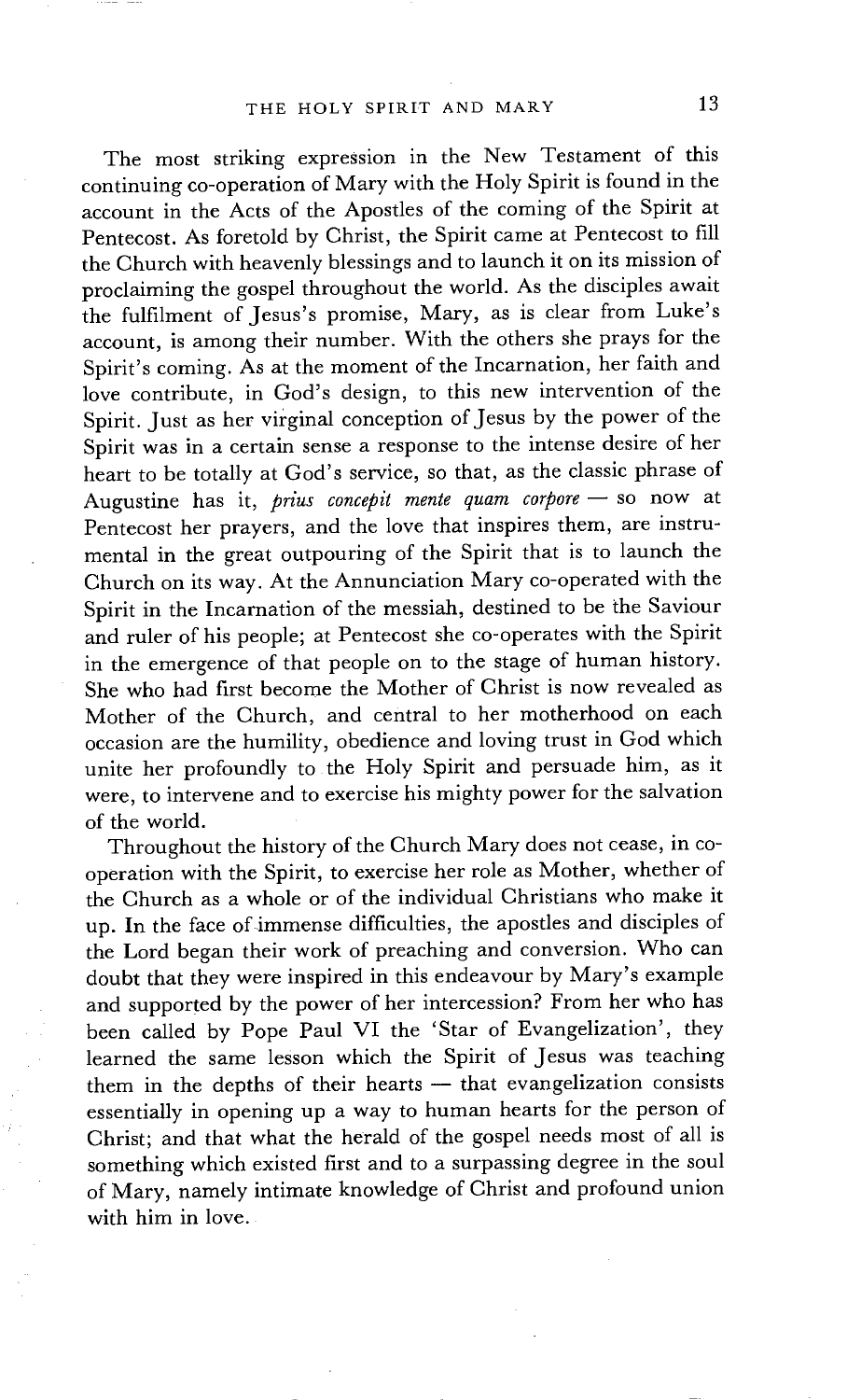The most striking expression in the New Testament of this continuing co-operation of Mary with the Holy Spirit is found in the account in the Acts of the Apostles of the coming of the Spirit at Pentecost. As foretold by Christ, the Spirit came at Pentecost to fill the Church with heavenly blessings and to launch it on its mission of proclaiming the gospel throughout the world. As the disciples await the fulfilment of Jesus's promise, Mary, as is clear from Luke's account, is among their number. With the others she prays for the Spirit's coming. As at the moment of the Incarnation, her faith and love contribute, in God's design, to this new intervention of the Spirit. Just as her virginal conception of Jesus by the power of the Spirit was in a certain sense a response to the intense desire of her heart to be totally at God's service, so that, as the classic phrase of Augustine has it, *prius concepit mente quam corpore* — so now at Pentecost her prayers, and the love that inspires them, are instrumental in the great outpouring of the Spirit that is to launch the Church on its way. At the Annunciation Mary co-operated with the Spirit in the Incarnation of the messiah, destined to be the Saviour and ruler of his people; at Pentecost she co-operates with the Spirit in the emergence of that people on to the stage of human history. She who had first become the Mother of Christ is now revealed as Mother of the Church, and central to her motherhood on each occasion are the humility, obedience and loving trust in God which unite her profoundly to the Holy Spirit and persuade him, as it were, to intervene and to exercise his mighty power for the salvation of the world.

Throughout the history of the Church Mary does not cease, in co-operation with the Spirit, to exercise her role as Mother, whether of the Church as a whole or of the individual Christians who make it up. In the face of immense difficulties, the apostles and disciples of the Lord began their work of preaching and conversion. Who can doubt that they were inspired in this endeavour by Mary's example and supported by the power of her intercession? From her who has been called by Pope Paul VI the 'Star of Evangelization', they learned the same lesson which the Spirit of Jesus was teaching them in the depths of their hearts — that evangelization consists essentially in opening up a way to human hearts for the person of Christ; and that what the herald of the gospel needs most of all is something which existed first and to a surpassing degree in the soul of Mary, namely intimate knowledge of Christ and profound union with him in love.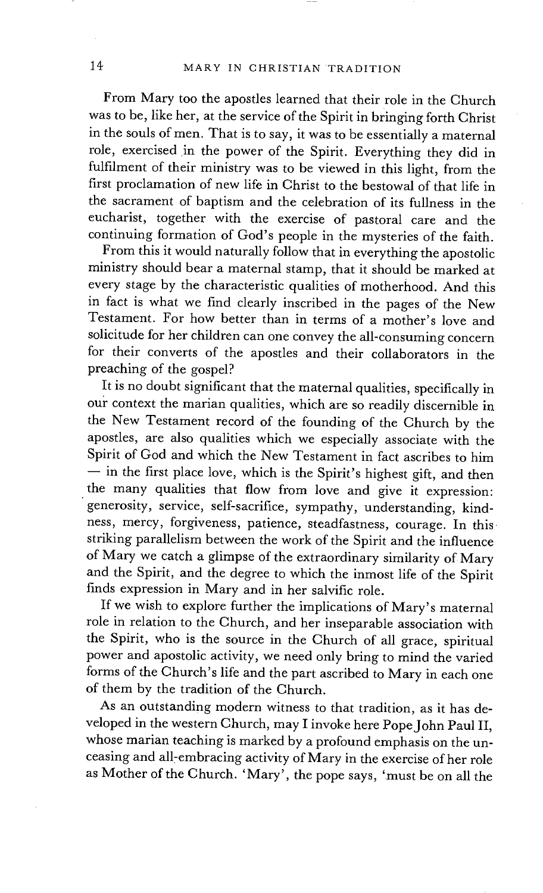From Mary too the apostles learned that their role in the Church was to be, like her, at the service of the Spirit in bringing forth Christ in the souls of men. That is to say, it was to be essentially a maternal role, exercised in the power of the Spirit. Everything they did in fulfilment of their ministry was to be viewed in this light, from the first proclamation of new life in Christ to the bestowal of that life in the sacrament of baptism and the celebration of its fullness in the eucharist, together with the exercise of pastoral care and the continuing formation of God's people in the mysteries of the faith.

From this it would naturally follow that in everything the apostolic ministry should bear a maternal stamp, that it should be marked at every stage by the characteristic qualities of motherhood. And this in fact is what we find clearly inscribed in the pages of the New Testament. For how better than in terms of a mother's love and solicitude for her children can one convey the all-consuming concern for their converts of the apostles and their collaborators in the preaching of the gospel?

It is no doubt significant that the maternal qualities, specifically in our context the marian qualities, which are so readily discernible in the New Testament record of the founding of the Church by the apostles, are also qualities which we especially associate with the Spirit of God and which the New Testament in fact ascribes to him — in the first place love, which is the Spirit's highest gift, and then the many qualities that flow from love and give it expression: generosity, service, self-sacrifice, sympathy, understanding, kindness, mercy, forgiveness, patience, steadfastness, courage. In this striking parallelism between the work of the Spirit and the influence of Mary we catch a glimpse of the extraordinary similarity of Mary and the Spirit, and the degree to which the inmost life of the Spirit finds expression in Mary and in her salvific role.

If we wish to explore further the implications of Mary's maternal role in relation to the Church, and her inseparable association with the Spirit, who is the source in the Church of all grace, spiritual power and apostolic activity, we need only bring to mind the varied forms of the Church's life and the part ascribed to Mary in each one of them by the tradition of the Church.

As an outstanding modern witness to that tradition, as it has developed in the western Church, may I invoke here Pope John Paul II, whose marian teaching is marked by a profound emphasis on the unceasing and all-embracing activity of Mary in the exercise of her role as Mother of the Church. 'Mary', the pope says, 'must be on all the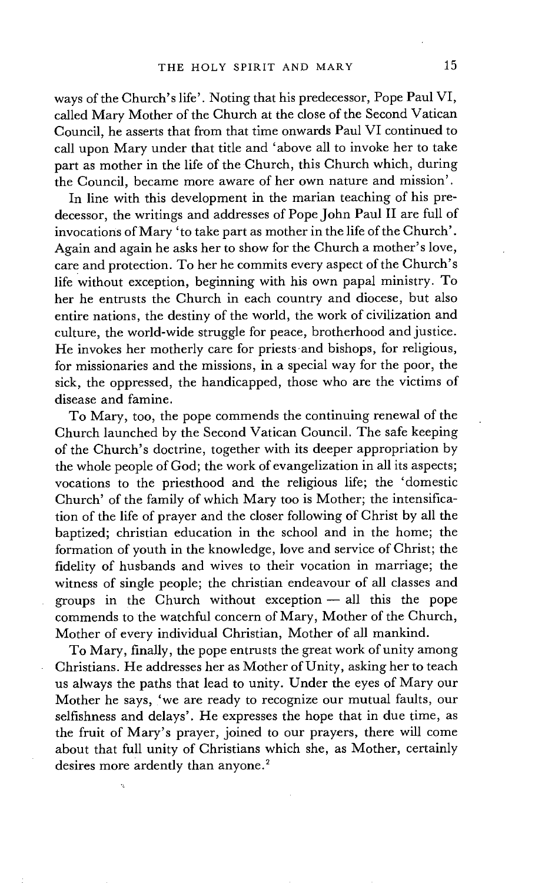ways of the Church's life'. Noting that his predecessor, Pope Paul VI, called Mary Mother of the Church at the close of the Second Vatican Council, he asserts that from that time onwards Paul VI continued to call upon Mary under that title and 'above all to invoke her to take part as mother in the life of the Church, this Church which, during the Council, became more aware of her own nature and mission'.

In line with this development in the marian teaching of his predecessor, the writings and addresses of Pope John Paul II are full of invocations of Mary 'to take part as mother in the life of the Church'. Again and again he asks her to show for the Church a mother's love, care and protection. To her he commits every aspect of the Church's life without exception, beginning with his own papal ministry. To her he entrusts the Church in each country and diocese, but also entire nations, the destiny of the world, the work of civilization and culture, the world-wide struggle for peace, brotherhood and justice. He invokes her motherly care for priests and bishops, for religious, for missionaries and the missions, in a special way for the poor, the sick, the oppressed, the handicapped, those who are the victims of disease and famine.

To Mary, too, the pope commends the continuing renewal of the Church launched by the Second Vatican Council. The safe keeping of the Church's doctrine, together with its deeper appropriation by the whole people of God; the work of evangelization in all its aspects; vocations to the priesthood and the religious life; the 'domestic Church' of the family of which Mary too is Mother; the intensification of the life of prayer and the closer following of Christ by all the baptized; christian education in the school and in the home; the formation of youth in the knowledge, love and service of Christ; the fidelity of husbands and wives to their vocation in marriage; the witness of single people; the christian endeavour of all classes and groups in the Church without exception — all this the pope commends to the watchful concern of Mary, Mother of the Church, Mother of every individual Christian, Mother of all mankind.

To Mary, finally, the pope entrusts the great work of unity among Christians. He addresses her as Mother of Unity, asking her to teach us always the paths that lead to unity. Under the eyes of Mary our Mother he says, 'we are ready to recognize our mutual faults, our selfishness and delays'. He expresses the hope that in due time, as the fruit of Mary's prayer, joined to our prayers, there will come about that full unity of Christians which she, as Mother, certainly desires more ardently than anyone.[2]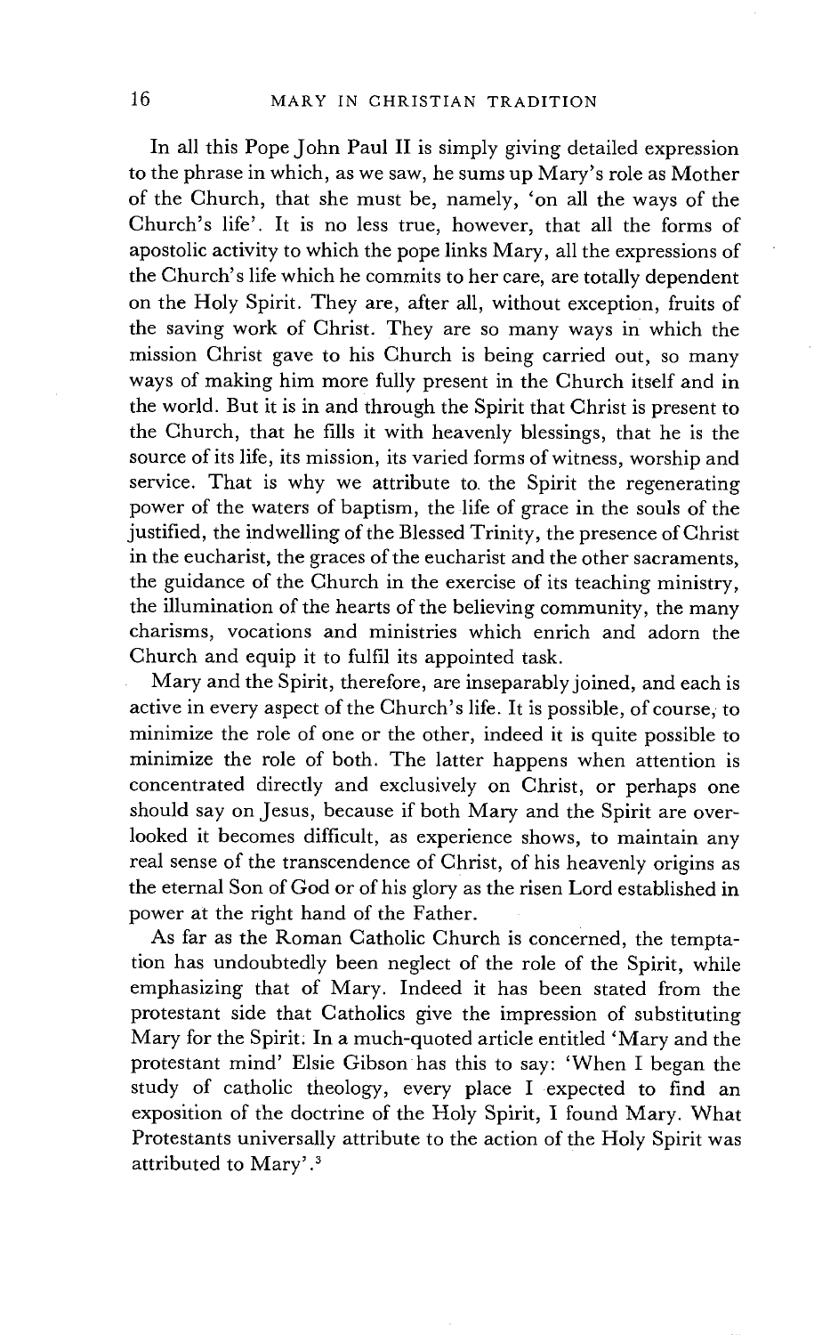In all this Pope John Paul II is simply giving detailed expression to the phrase in which, as we saw, he sums up Mary's role as Mother of the Church, that she must be, namely, 'on all the ways of the Church's life'. It is no less true, however, that all the forms of apostolic activity to which the pope links Mary, all the expressions of the Church's life which he commits to her care, are totally dependent on the Holy Spirit. They are, after all, without exception, fruits of the saving work of Christ. They are so many ways in which the mission Christ gave to his Church is being carried out, so many ways of making him more fully present in the Church itself and in the world. But it is in and through the Spirit that Christ is present to the Church, that he fills it with heavenly blessings, that he is the source of its life, its mission, its varied forms of witness, worship and service. That is why we attribute to the Spirit the regenerating power of the waters of baptism, the life of grace in the souls of the justified, the indwelling of the Blessed Trinity, the presence of Christ in the eucharist, the graces of the eucharist and the other sacraments, the guidance of the Church in the exercise of its teaching ministry, the illumination of the hearts of the believing community, the many charisms, vocations and ministries which enrich and adorn the Church and equip it to fulfil its appointed task.

Mary and the Spirit, therefore, are inseparably joined, and each is active in every aspect of the Church's life. It is possible, of course, to minimize the role of one or the other, indeed it is quite possible to minimize the role of both. The latter happens when attention is concentrated directly and exclusively on Christ, or perhaps one should say on Jesus, because if both Mary and the Spirit are overlooked it becomes difficult, as experience shows, to maintain any real sense of the transcendence of Christ, of his heavenly origins as the eternal Son of God or of his glory as the risen Lord established in power at the right hand of the Father.

As far as the Roman Catholic Church is concerned, the temptation has undoubtedly been neglect of the role of the Spirit, while emphasizing that of Mary. Indeed it has been stated from the protestant side that Catholics give the impression of substituting Mary for the Spirit. In a much-quoted article entitled 'Mary and the protestant mind' Elsie Gibson has this to say: 'When I began the study of catholic theology, every place I expected to find an exposition of the doctrine of the Holy Spirit, I found Mary. What Protestants universally attribute to the action of the Holy Spirit was attributed to Mary'.[3]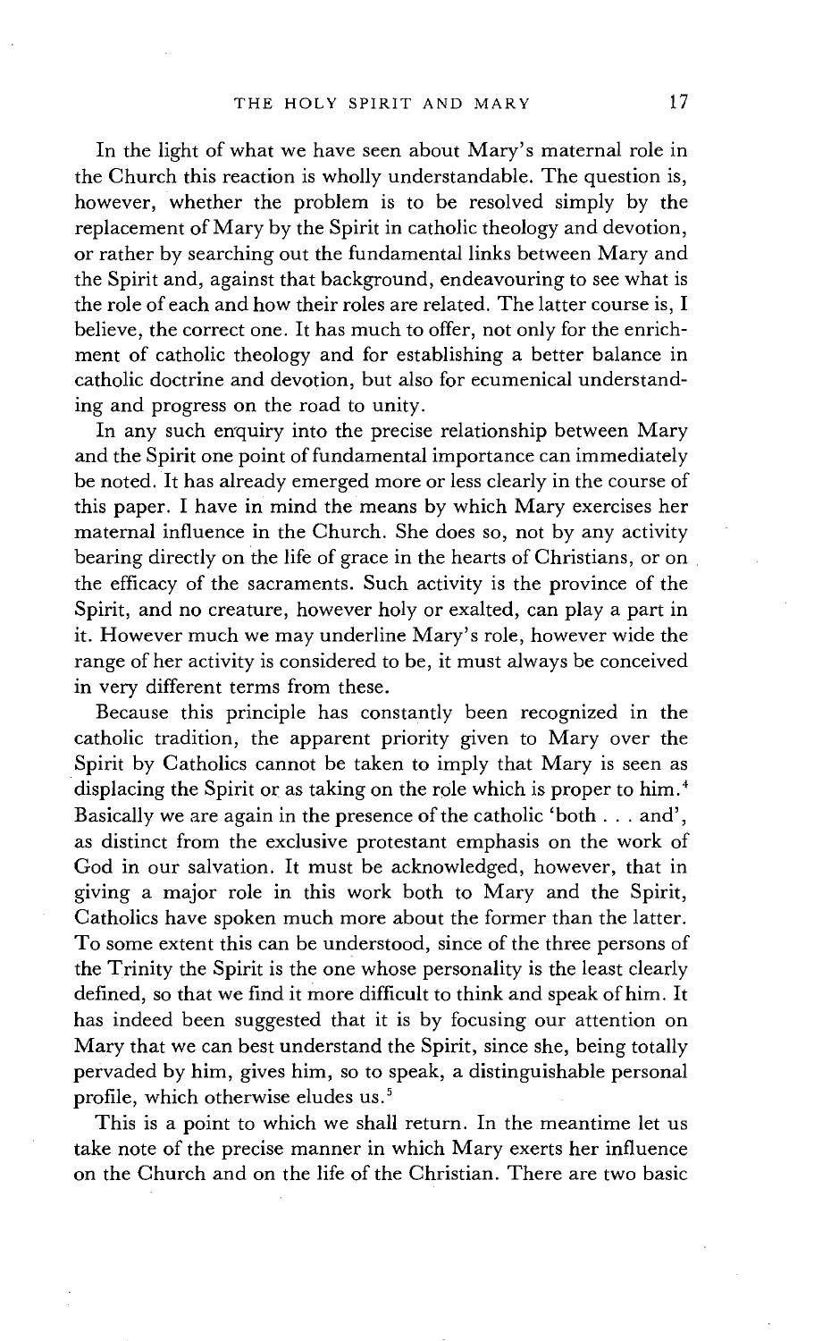In the light of what we have seen about Mary's maternal role in the Church this reaction is wholly understandable. The question is, however, whether the problem is to be resolved simply by the replacement of Mary by the Spirit in catholic theology and devotion, or rather by searching out the fundamental links between Mary and the Spirit and, against that background, endeavouring to see what is the role of each and how their roles are related. The latter course is, I believe, the correct one. It has much to offer, not only for the enrichment of catholic theology and for establishing a better balance in catholic doctrine and devotion, but also for ecumenical understanding and progress on the road to unity.

In any such enquiry into the precise relationship between Mary and the Spirit one point of fundamental importance can immediately be noted. It has already emerged more or less clearly in the course of this paper. I have in mind the means by which Mary exercises her maternal influence in the Church. She does so, not by any activity bearing directly on the life of grace in the hearts of Christians, or on the efficacy of the sacraments. Such activity is the province of the Spirit, and no creature, however holy or exalted, can play a part in it. However much we may underline Mary's role, however wide the range of her activity is considered to be, it must always be conceived in very different terms from these.

Because this principle has constantly been recognized in the catholic tradition, the apparent priority given to Mary over the Spirit by Catholics cannot be taken to imply that Mary is seen as displacing the Spirit or as taking on the role which is proper to him.[4] Basically we are again in the presence of the catholic 'both . . . and', as distinct from the exclusive protestant emphasis on the work of God in our salvation. It must be acknowledged, however, that in giving a major role in this work both to Mary and the Spirit, Catholics have spoken much more about the former than the latter. To some extent this can be understood, since of the three persons of the Trinity the Spirit is the one whose personality is the least clearly defined, so that we find it more difficult to think and speak of him. It has indeed been suggested that it is by focusing our attention on Mary that we can best understand the Spirit, since she, being totally pervaded by him, gives him, so to speak, a distinguishable personal profile, which otherwise eludes us.[5]

This is a point to which we shall return. In the meantime let us take note of the precise manner in which Mary exerts her influence on the Church and on the life of the Christian. There are two basic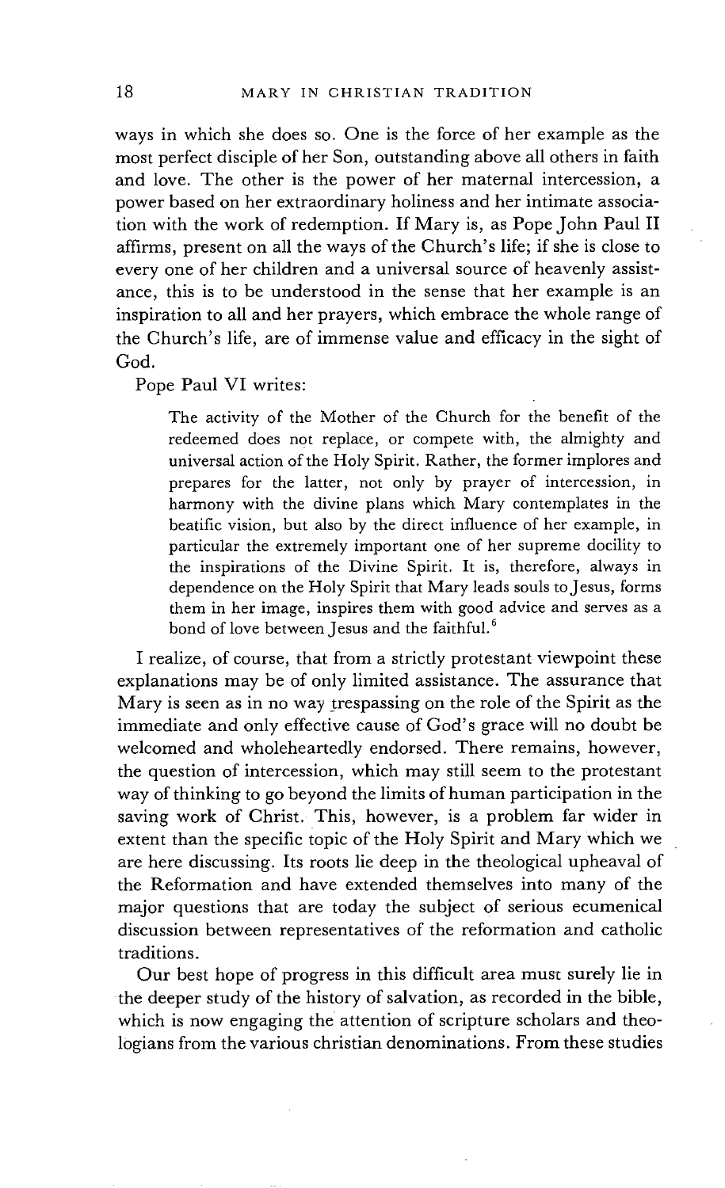ways in which she does so. One is the force of her example as the most perfect disciple of her Son, outstanding above all others in faith and love. The other is the power of her maternal intercession, a power based on her extraordinary holiness and her intimate association with the work of redemption. If Mary is, as Pope John Paul II affirms, present on all the ways of the Church's life; if she is close to every one of her children and a universal source of heavenly assistance, this is to be understood in the sense that her example is an inspiration to all and her prayers, which embrace the whole range of the Church's life, are of immense value and efficacy in the sight of God.

Pope Paul VI writes:

> The activity of the Mother of the Church for the benefit of the redeemed does not replace, or compete with, the almighty and universal action of the Holy Spirit. Rather, the former implores and prepares for the latter, not only by prayer of intercession, in harmony with the divine plans which Mary contemplates in the beatific vision, but also by the direct influence of her example, in particular the extremely important one of her supreme docility to the inspirations of the Divine Spirit. It is, therefore, always in dependence on the Holy Spirit that Mary leads souls to Jesus, forms them in her image, inspires them with good advice and serves as a bond of love between Jesus and the faithful.[6]

I realize, of course, that from a strictly protestant viewpoint these explanations may be of only limited assistance. The assurance that Mary is seen as in no way trespassing on the role of the Spirit as the immediate and only effective cause of God's grace will no doubt be welcomed and wholeheartedly endorsed. There remains, however, the question of intercession, which may still seem to the protestant way of thinking to go beyond the limits of human participation in the saving work of Christ. This, however, is a problem far wider in extent than the specific topic of the Holy Spirit and Mary which we are here discussing. Its roots lie deep in the theological upheaval of the Reformation and have extended themselves into many of the major questions that are today the subject of serious ecumenical discussion between representatives of the reformation and catholic traditions.

Our best hope of progress in this difficult area must surely lie in the deeper study of the history of salvation, as recorded in the bible, which is now engaging the attention of scripture scholars and theologians from the various christian denominations. From these studies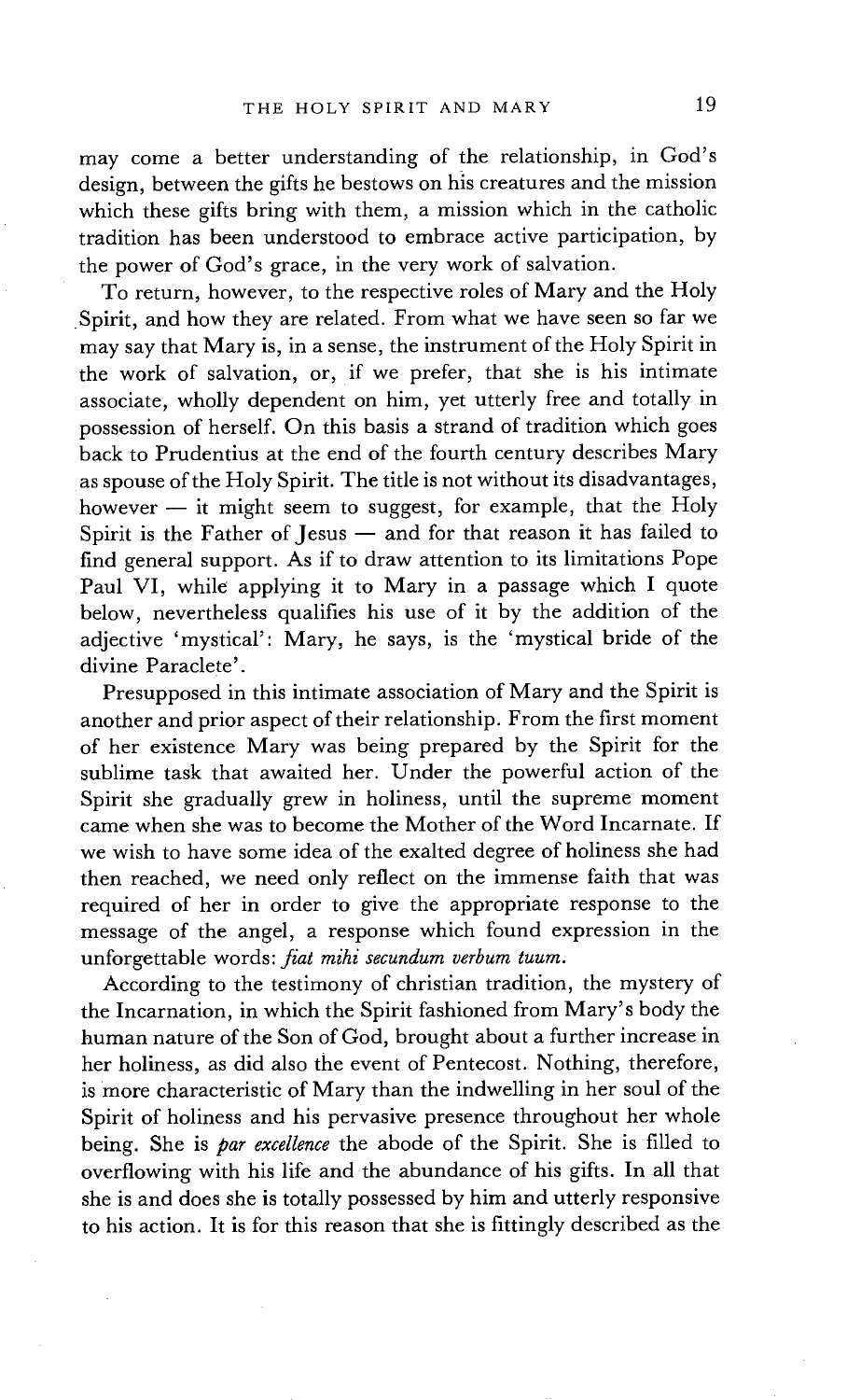may come a better understanding of the relationship, in God's design, between the gifts he bestows on his creatures and the mission which these gifts bring with them, a mission which in the catholic tradition has been understood to embrace active participation, by the power of God's grace, in the very work of salvation.

To return, however, to the respective roles of Mary and the Holy Spirit, and how they are related. From what we have seen so far we may say that Mary is, in a sense, the instrument of the Holy Spirit in the work of salvation, or, if we prefer, that she is his intimate associate, wholly dependent on him, yet utterly free and totally in possession of herself. On this basis a strand of tradition which goes back to Prudentius at the end of the fourth century describes Mary as spouse of the Holy Spirit. The title is not without its disadvantages, however — it might seem to suggest, for example, that the Holy Spirit is the Father of Jesus — and for that reason it has failed to find general support. As if to draw attention to its limitations Pope Paul VI, while applying it to Mary in a passage which I quote below, nevertheless qualifies his use of it by the addition of the adjective 'mystical': Mary, he says, is the 'mystical bride of the divine Paraclete'.

Presupposed in this intimate association of Mary and the Spirit is another and prior aspect of their relationship. From the first moment of her existence Mary was being prepared by the Spirit for the sublime task that awaited her. Under the powerful action of the Spirit she gradually grew in holiness, until the supreme moment came when she was to become the Mother of the Word Incarnate. If we wish to have some idea of the exalted degree of holiness she had then reached, we need only reflect on the immense faith that was required of her in order to give the appropriate response to the message of the angel, a response which found expression in the unforgettable words: *fiat mihi secundum verbum tuum*.

According to the testimony of christian tradition, the mystery of the Incarnation, in which the Spirit fashioned from Mary's body the human nature of the Son of God, brought about a further increase in her holiness, as did also the event of Pentecost. Nothing, therefore, is more characteristic of Mary than the indwelling in her soul of the Spirit of holiness and his pervasive presence throughout her whole being. She is *par excellence* the abode of the Spirit. She is filled to overflowing with his life and the abundance of his gifts. In all that she is and does she is totally possessed by him and utterly responsive to his action. It is for this reason that she is fittingly described as the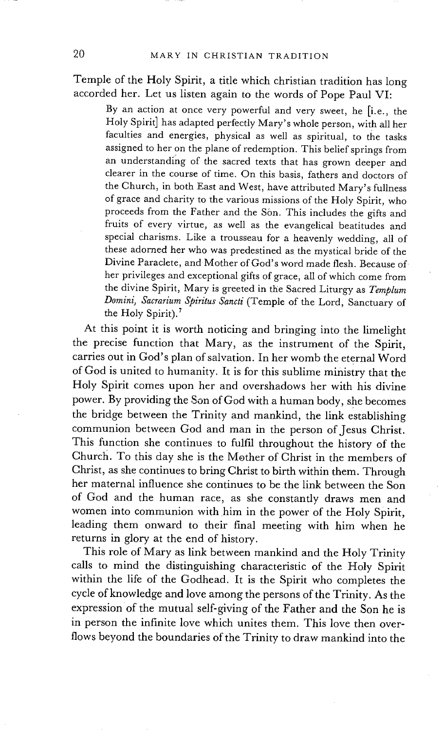Temple of the Holy Spirit, a title which christian tradition has long accorded her. Let us listen again to the words of Pope Paul VI:

> By an action at once very powerful and very sweet, he [i.e., the Holy Spirit] has adapted perfectly Mary's whole person, with all her faculties and energies, physical as well as spiritual, to the tasks assigned to her on the plane of redemption. This belief springs from an understanding of the sacred texts that has grown deeper and clearer in the course of time. On this basis, fathers and doctors of the Church, in both East and West, have attributed Mary's fullness of grace and charity to the various missions of the Holy Spirit, who proceeds from the Father and the Son. This includes the gifts and fruits of every virtue, as well as the evangelical beatitudes and special charisms. Like a trousseau for a heavenly wedding, all of these adorned her who was predestined as the mystical bride of the Divine Paraclete, and Mother of God's word made flesh. Because of her privileges and exceptional gifts of grace, all of which come from the divine Spirit, Mary is greeted in the Sacred Liturgy as *Templum Domini, Sacrarium Spiritus Sancti* (Temple of the Lord, Sanctuary of the Holy Spirit).[7]

At this point it is worth noticing and bringing into the limelight the precise function that Mary, as the instrument of the Spirit, carries out in God's plan of salvation. In her womb the eternal Word of God is united to humanity. It is for this sublime ministry that the Holy Spirit comes upon her and overshadows her with his divine power. By providing the Son of God with a human body, she becomes the bridge between the Trinity and mankind, the link establishing communion between God and man in the person of Jesus Christ. This function she continues to fulfil throughout the history of the Church. To this day she is the Mother of Christ in the members of Christ, as she continues to bring Christ to birth within them. Through her maternal influence she continues to be the link between the Son of God and the human race, as she constantly draws men and women into communion with him in the power of the Holy Spirit, leading them onward to their final meeting with him when he returns in glory at the end of history.

This role of Mary as link between mankind and the Holy Trinity calls to mind the distinguishing characteristic of the Holy Spirit within the life of the Godhead. It is the Spirit who completes the cycle of knowledge and love among the persons of the Trinity. As the expression of the mutual self-giving of the Father and the Son he is in person the infinite love which unites them. This love then overflows beyond the boundaries of the Trinity to draw mankind into the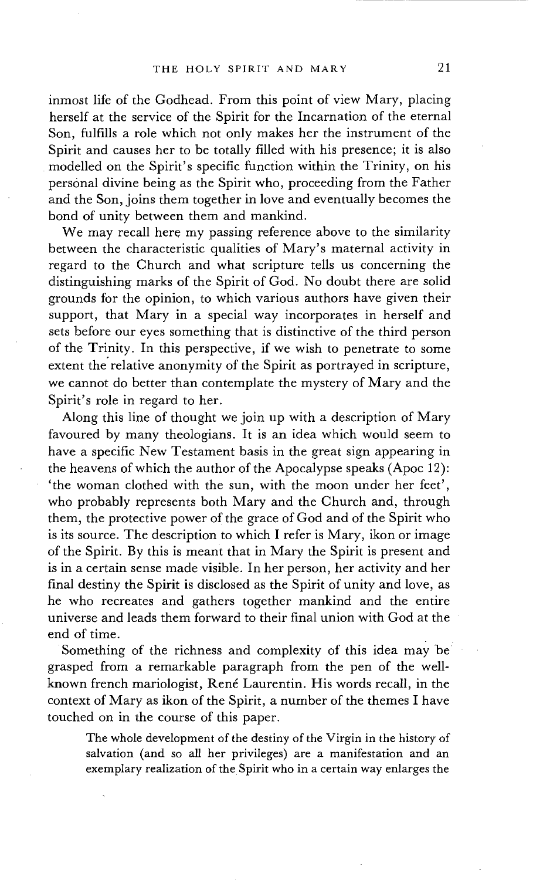inmost life of the Godhead. From this point of view Mary, placing herself at the service of the Spirit for the Incarnation of the eternal Son, fulfills a role which not only makes her the instrument of the Spirit and causes her to be totally filled with his presence; it is also modelled on the Spirit's specific function within the Trinity, on his personal divine being as the Spirit who, proceeding from the Father and the Son, joins them together in love and eventually becomes the bond of unity between them and mankind.

We may recall here my passing reference above to the similarity between the characteristic qualities of Mary's maternal activity in regard to the Church and what scripture tells us concerning the distinguishing marks of the Spirit of God. No doubt there are solid grounds for the opinion, to which various authors have given their support, that Mary in a special way incorporates in herself and sets before our eyes something that is distinctive of the third person of the Trinity. In this perspective, if we wish to penetrate to some extent the relative anonymity of the Spirit as portrayed in scripture, we cannot do better than contemplate the mystery of Mary and the Spirit's role in regard to her.

Along this line of thought we join up with a description of Mary favoured by many theologians. It is an idea which would seem to have a specific New Testament basis in the great sign appearing in the heavens of which the author of the Apocalypse speaks (Apoc 12): 'the woman clothed with the sun, with the moon under her feet', who probably represents both Mary and the Church and, through them, the protective power of the grace of God and of the Spirit who is its source. The description to which I refer is Mary, ikon or image of the Spirit. By this is meant that in Mary the Spirit is present and is in a certain sense made visible. In her person, her activity and her final destiny the Spirit is disclosed as the Spirit of unity and love, as he who recreates and gathers together mankind and the entire universe and leads them forward to their final union with God at the end of time.

Something of the richness and complexity of this idea may be grasped from a remarkable paragraph from the pen of the well-known french mariologist, René Laurentin. His words recall, in the context of Mary as ikon of the Spirit, a number of the themes I have touched on in the course of this paper.

> The whole development of the destiny of the Virgin in the history of salvation (and so all her privileges) are a manifestation and an exemplary realization of the Spirit who in a certain way enlarges the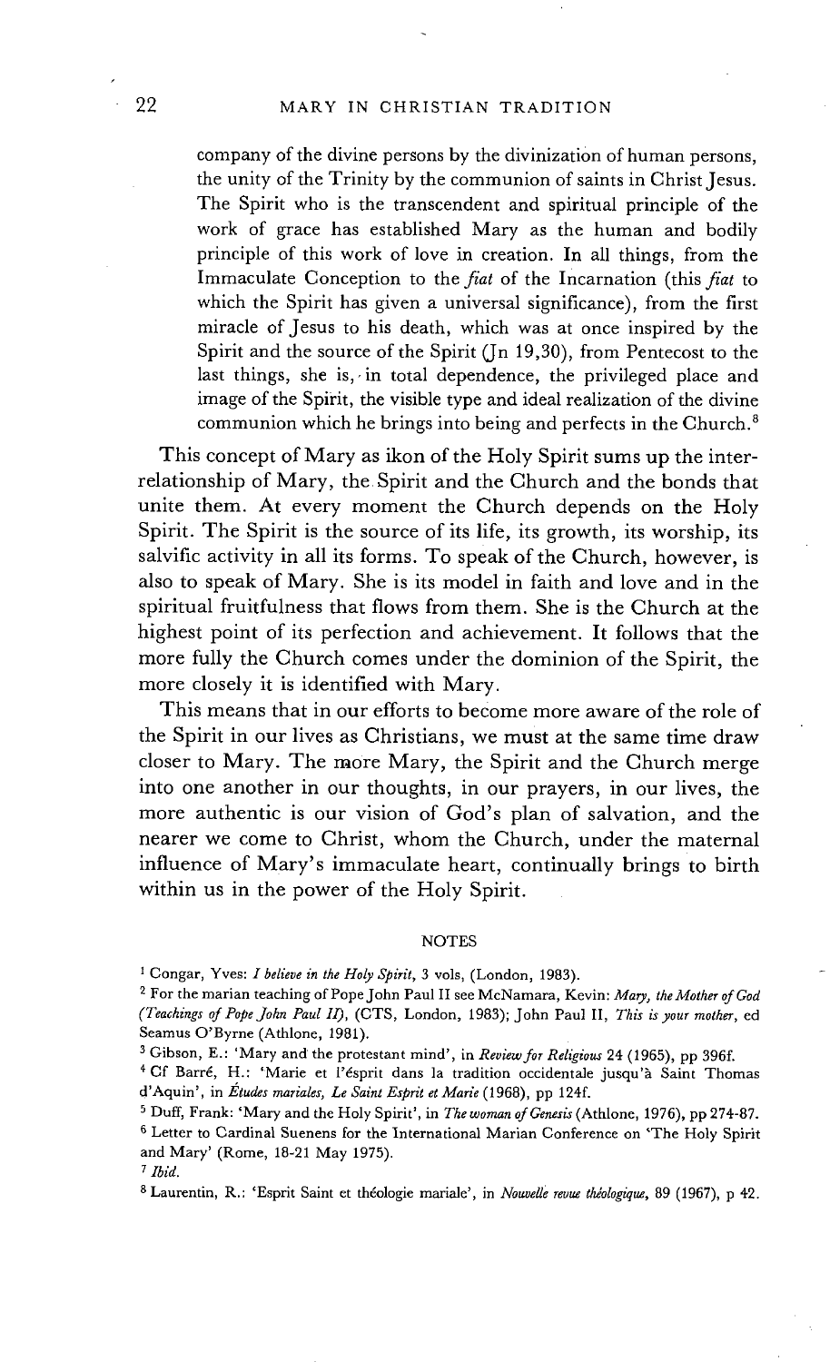company of the divine persons by the divinization of human persons, the unity of the Trinity by the communion of saints in Christ Jesus. The Spirit who is the transcendent and spiritual principle of the work of grace has established Mary as the human and bodily principle of this work of love in creation. In all things, from the Immaculate Conception to the *fiat* of the Incarnation (this *fiat* to which the Spirit has given a universal significance), from the first miracle of Jesus to his death, which was at once inspired by the Spirit and the source of the Spirit (Jn 19,30), from Pentecost to the last things, she is, in total dependence, the privileged place and image of the Spirit, the visible type and ideal realization of the divine communion which he brings into being and perfects in the Church.[8]

This concept of Mary as ikon of the Holy Spirit sums up the interrelationship of Mary, the Spirit and the Church and the bonds that unite them. At every moment the Church depends on the Holy Spirit. The Spirit is the source of its life, its growth, its worship, its salvific activity in all its forms. To speak of the Church, however, is also to speak of Mary. She is its model in faith and love and in the spiritual fruitfulness that flows from them. She is the Church at the highest point of its perfection and achievement. It follows that the more fully the Church comes under the dominion of the Spirit, the more closely it is identified with Mary.

This means that in our efforts to become more aware of the role of the Spirit in our lives as Christians, we must at the same time draw closer to Mary. The more Mary, the Spirit and the Church merge into one another in our thoughts, in our prayers, in our lives, the more authentic is our vision of God's plan of salvation, and the nearer we come to Christ, whom the Church, under the maternal influence of Mary's immaculate heart, continually brings to birth within us in the power of the Holy Spirit.

## NOTES

[1] Congar, Yves: *I believe in the Holy Spirit*, 3 vols, (London, 1983).

[2] For the marian teaching of Pope John Paul II see McNamara, Kevin: *Mary, the Mother of God (Teachings of Pope John Paul II)*, (CTS, London, 1983); John Paul II, *This is your mother*, ed Seamus O'Byrne (Athlone, 1981).

[3] Gibson, E.: 'Mary and the protestant mind', in *Review for Religious* 24 (1965), pp 396f.

[4] Cf Barré, H.: 'Marie et l'ésprit dans la tradition occidentale jusqu'à Saint Thomas d'Aquin', in *Études mariales, Le Saint Esprit et Marie* (1968), pp 124f.

[5] Duff, Frank: 'Mary and the Holy Spirit', in *The woman of Genesis* (Athlone, 1976), pp 274-87.

[6] Letter to Cardinal Suenens for the International Marian Conference on 'The Holy Spirit and Mary' (Rome, 18-21 May 1975).

[7] *Ibid.*

[8] Laurentin, R.: 'Esprit Saint et théologie mariale', in *Nouvelle revue théologique*, 89 (1967), p 42.